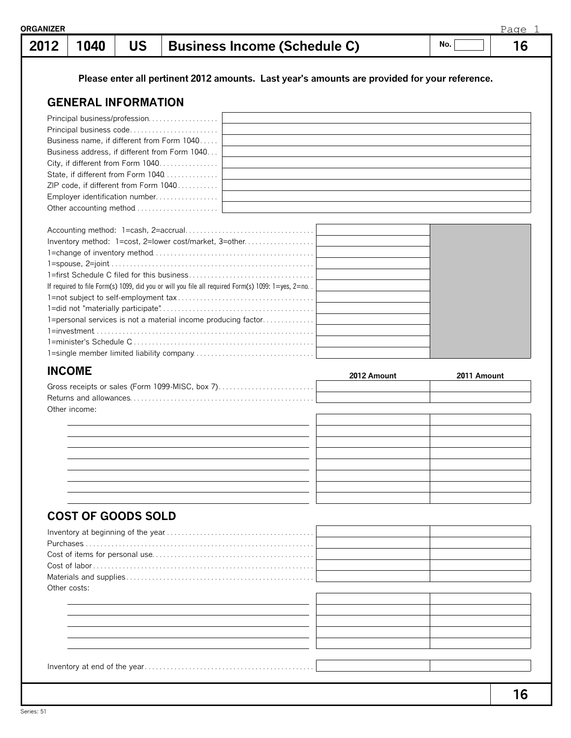ORGANIZER

# 2012 | 1040 | US | Business Income (Schedule C) | No. | 16

**Please enter all pertinent 2012 amounts. Last year's amounts are provided for your reference.**

## GENERAL INFORMATION

| | |
|---|---|
| Principal business/profession | |
| Principal business code | |
| Business name, if different from Form 1040 | |
| Business address, if different from Form 1040 | |
| City, if different from Form 1040 | |
| State, if different from Form 1040 | |
| ZIP code, if different from Form 1040 | |
| Employer identification number | |
| Other accounting method | |

| | |
|---|---|
| Accounting method: 1=cash, 2=accrual | |
| Inventory method: 1=cost, 2=lower cost/market, 3=other | |
| 1=change of inventory method | |
| 1=spouse, 2=joint | |
| 1=first Schedule C filed for this business | |
| If required to file Form(s) 1099, did you or will you file all required Form(s) 1099: 1=yes, 2=no | |
| 1=not subject to self-employment tax | |
| 1=did not "materially participate" | |
| 1=personal services is not a material income producing factor | |
| 1=investment | |
| 1=minister's Schedule C | |
| 1=single member limited liability company | |

## INCOME

| | 2012 Amount | 2011 Amount |
|---|---|---|
| Gross receipts or sales (Form 1099-MISC, box 7) | | |
| Returns and allowances | | |
| Other income: | | |
| | | |
| | | |
| | | |
| | | |
| | | |
| | | |
| | | |
| | | |

## COST OF GOODS SOLD

| | 2012 Amount | 2011 Amount |
|---|---|---|
| Inventory at beginning of the year | | |
| Purchases | | |
| Cost of items for personal use | | |
| Cost of labor | | |
| Materials and supplies | | |
| Other costs: | | |
| | | |
| | | |
| | | |
| | | |
| | | |
| Inventory at end of the year | | |

Series: 51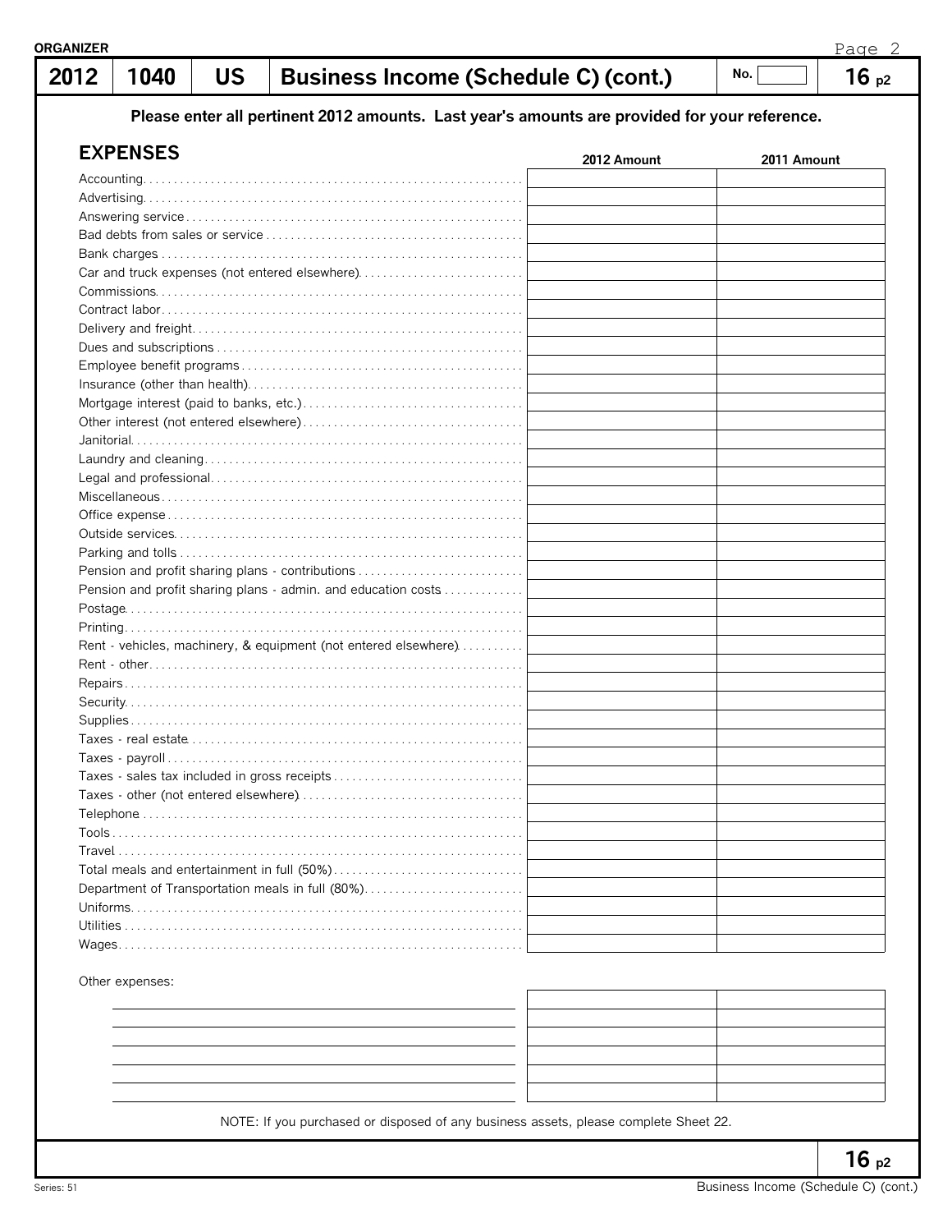**ORGANIZER**

| 2012 | 1040 | US | Business Income (Schedule C) (cont.) | No. | 16 p2 |
|---|---|---|---|---|---|

**Please enter all pertinent 2012 amounts. Last year's amounts are provided for your reference.**

## EXPENSES

| | 2012 Amount | 2011 Amount |
|---|---|---|
| Accounting | | |
| Advertising | | |
| Answering service | | |
| Bad debts from sales or service | | |
| Bank charges | | |
| Car and truck expenses (not entered elsewhere) | | |
| Commissions | | |
| Contract labor | | |
| Delivery and freight | | |
| Dues and subscriptions | | |
| Employee benefit programs | | |
| Insurance (other than health) | | |
| Mortgage interest (paid to banks, etc.) | | |
| Other interest (not entered elsewhere) | | |
| Janitorial | | |
| Laundry and cleaning | | |
| Legal and professional | | |
| Miscellaneous | | |
| Office expense | | |
| Outside services | | |
| Parking and tolls | | |
| Pension and profit sharing plans - contributions | | |
| Pension and profit sharing plans - admin. and education costs | | |
| Postage | | |
| Printing | | |
| Rent - vehicles, machinery, & equipment (not entered elsewhere) | | |
| Rent - other | | |
| Repairs | | |
| Security | | |
| Supplies | | |
| Taxes - real estate | | |
| Taxes - payroll | | |
| Taxes - sales tax included in gross receipts | | |
| Taxes - other (not entered elsewhere) | | |
| Telephone | | |
| Tools | | |
| Travel | | |
| Total meals and entertainment in full (50%) | | |
| Department of Transportation meals in full (80%) | | |
| Uniforms | | |
| Utilities | | |
| Wages | | |

Other expenses:

| | 2012 Amount | 2011 Amount |
|---|---|---|
| | | |
| | | |
| | | |
| | | |
| | | |
| | | |

NOTE: If you purchased or disposed of any business assets, please complete Sheet 22.

Series: 51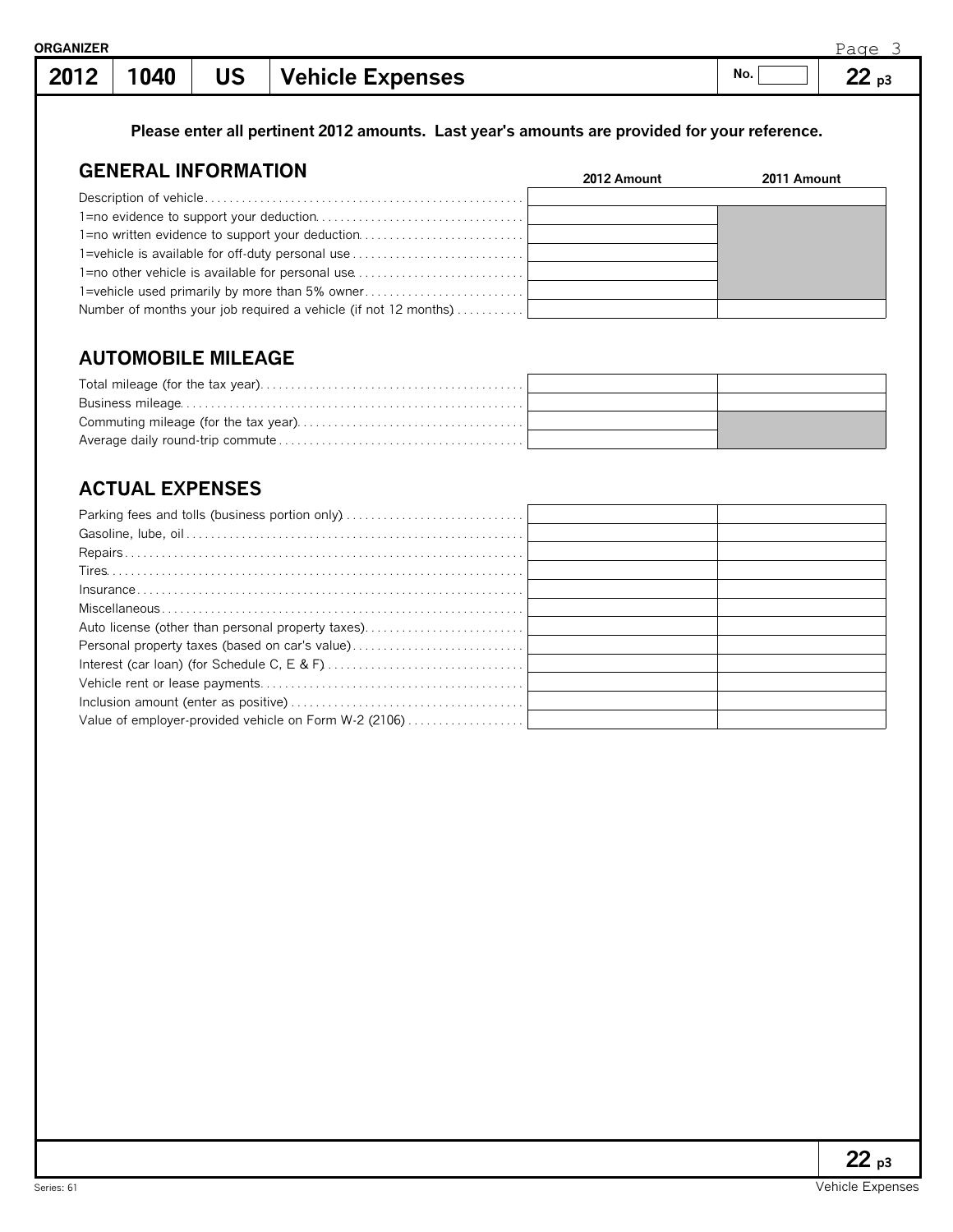ORGANIZER

# 2012 | 1040 | US | Vehicle Expenses

No. ______ **22 p3**

**Please enter all pertinent 2012 amounts. Last year's amounts are provided for your reference.**

## GENERAL INFORMATION

| | 2012 Amount | 2011 Amount |
|---|---|---|
| Description of vehicle | | |
| 1=no evidence to support your deduction | | |
| 1=no written evidence to support your deduction | | |
| 1=vehicle is available for off-duty personal use | | |
| 1=no other vehicle is available for personal use | | |
| 1=vehicle used primarily by more than 5% owner | | |
| Number of months your job required a vehicle (if not 12 months) | | |

## AUTOMOBILE MILEAGE

| | 2012 Amount | 2011 Amount |
|---|---|---|
| Total mileage (for the tax year) | | |
| Business mileage | | |
| Commuting mileage (for the tax year) | | |
| Average daily round-trip commute | | |

## ACTUAL EXPENSES

| | 2012 Amount | 2011 Amount |
|---|---|---|
| Parking fees and tolls (business portion only) | | |
| Gasoline, lube, oil | | |
| Repairs | | |
| Tires | | |
| Insurance | | |
| Miscellaneous | | |
| Auto license (other than personal property taxes) | | |
| Personal property taxes (based on car's value) | | |
| Interest (car loan) (for Schedule C, E & F) | | |
| Vehicle rent or lease payments | | |
| Inclusion amount (enter as positive) | | |
| Value of employer-provided vehicle on Form W-2 (2106) | | |

**22 p3**

Series: 61

Vehicle Expenses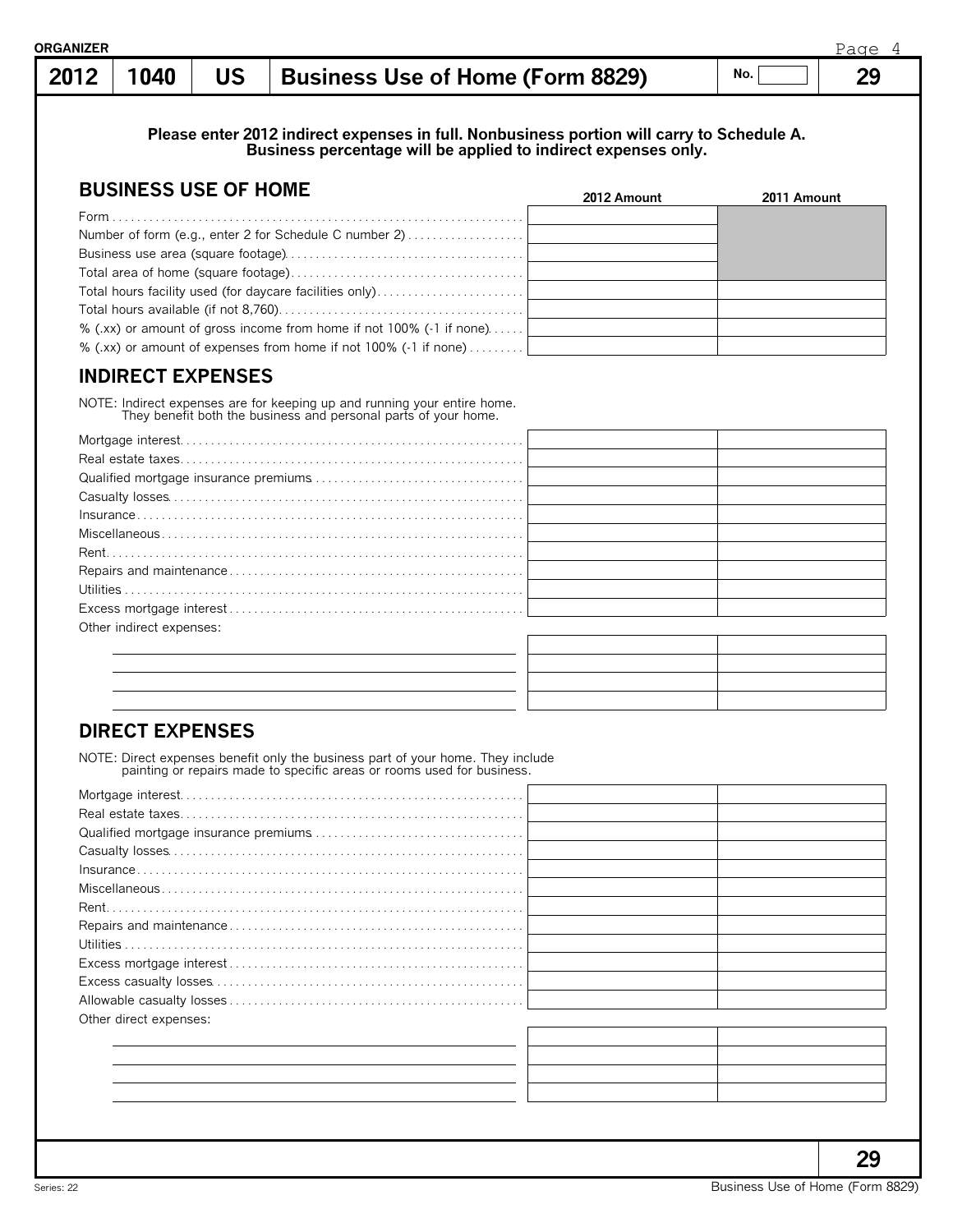ORGANIZER

| 2012 | 1040 | US | Business Use of Home (Form 8829) | No. | 29 |
|---|---|---|---|---|---|

**Please enter 2012 indirect expenses in full. Nonbusiness portion will carry to Schedule A. Business percentage will be applied to indirect expenses only.**

## BUSINESS USE OF HOME

| | 2012 Amount | 2011 Amount |
|---|---|---|
| Form | | |
| Number of form (e.g., enter 2 for Schedule C number 2) | | |
| Business use area (square footage) | | |
| Total area of home (square footage) | | |
| Total hours facility used (for daycare facilities only) | | |
| Total hours available (if not 8,760) | | |
| % (.xx) or amount of gross income from home if not 100% (-1 if none) | | |
| % (.xx) or amount of expenses from home if not 100% (-1 if none) | | |

## INDIRECT EXPENSES

NOTE: Indirect expenses are for keeping up and running your entire home. They benefit both the business and personal parts of your home.

| | 2012 Amount | 2011 Amount |
|---|---|---|
| Mortgage interest | | |
| Real estate taxes | | |
| Qualified mortgage insurance premiums | | |
| Casualty losses | | |
| Insurance | | |
| Miscellaneous | | |
| Rent | | |
| Repairs and maintenance | | |
| Utilities | | |
| Excess mortgage interest | | |
| Other indirect expenses: | | |
| | | |
| | | |
| | | |
| | | |

## DIRECT EXPENSES

NOTE: Direct expenses benefit only the business part of your home. They include painting or repairs made to specific areas or rooms used for business.

| | 2012 Amount | 2011 Amount |
|---|---|---|
| Mortgage interest | | |
| Real estate taxes | | |
| Qualified mortgage insurance premiums | | |
| Casualty losses | | |
| Insurance | | |
| Miscellaneous | | |
| Rent | | |
| Repairs and maintenance | | |
| Utilities | | |
| Excess mortgage interest | | |
| Excess casualty losses | | |
| Allowable casualty losses | | |
| Other direct expenses: | | |
| | | |
| | | |
| | | |
| | | |